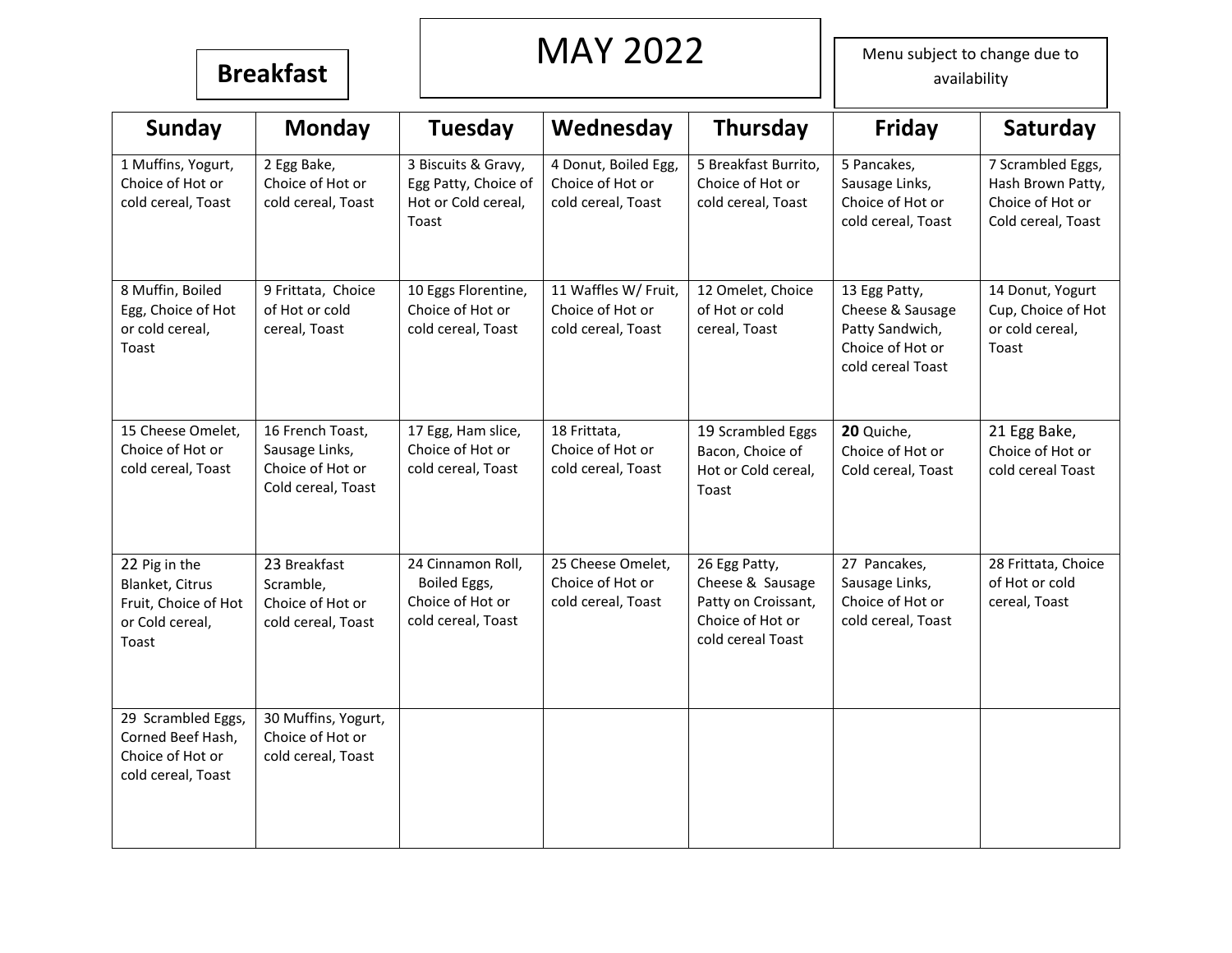**Breakfast**

# MAY 2022

Menu subject to change due to availability

| Sunday | Monday | Tuesday | Wednesday | Thursday | Friday | Saturday |
|---|---|---|---|---|---|---|
| 1 Muffins, Yogurt, Choice of Hot or cold cereal, Toast | 2 Egg Bake, Choice of Hot or cold cereal, Toast | 3 Biscuits & Gravy, Egg Patty, Choice of Hot or Cold cereal, Toast | 4 Donut, Boiled Egg, Choice of Hot or cold cereal, Toast | 5 Breakfast Burrito, Choice of Hot or cold cereal, Toast | 5 Pancakes, Sausage Links, Choice of Hot or cold cereal, Toast | 7 Scrambled Eggs, Hash Brown Patty, Choice of Hot or Cold cereal, Toast |
| 8 Muffin, Boiled Egg, Choice of Hot or cold cereal, Toast | 9 Frittata, Choice of Hot or cold cereal, Toast | 10 Eggs Florentine, Choice of Hot or cold cereal, Toast | 11 Waffles W/ Fruit, Choice of Hot or cold cereal, Toast | 12 Omelet, Choice of Hot or cold cereal, Toast | 13 Egg Patty, Cheese & Sausage Patty Sandwich, Choice of Hot or cold cereal Toast | 14 Donut, Yogurt Cup, Choice of Hot or cold cereal, Toast |
| 15 Cheese Omelet, Choice of Hot or cold cereal, Toast | 16 French Toast, Sausage Links, Choice of Hot or Cold cereal, Toast | 17 Egg, Ham slice, Choice of Hot or cold cereal, Toast | 18 Frittata, Choice of Hot or cold cereal, Toast | 19 Scrambled Eggs Bacon, Choice of Hot or Cold cereal, Toast | **20** Quiche, Choice of Hot or Cold cereal, Toast | 21 Egg Bake, Choice of Hot or cold cereal Toast |
| 22 Pig in the Blanket, Citrus Fruit, Choice of Hot or Cold cereal, Toast | 23 Breakfast Scramble, Choice of Hot or cold cereal, Toast | 24 Cinnamon Roll, Boiled Eggs, Choice of Hot or cold cereal, Toast | 25 Cheese Omelet, Choice of Hot or cold cereal, Toast | 26 Egg Patty, Cheese & Sausage Patty on Croissant, Choice of Hot or cold cereal Toast | 27 Pancakes, Sausage Links, Choice of Hot or cold cereal, Toast | 28 Frittata, Choice of Hot or cold cereal, Toast |
| 29 Scrambled Eggs, Corned Beef Hash, Choice of Hot or cold cereal, Toast | 30 Muffins, Yogurt, Choice of Hot or cold cereal, Toast | | | | | |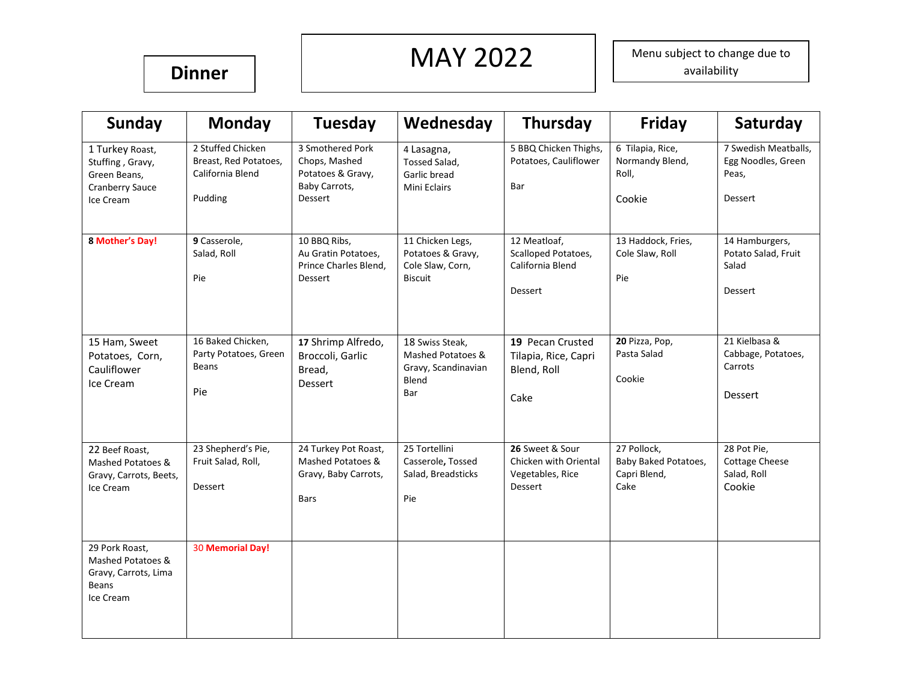**Dinner**

# MAY 2022

Menu subject to change due to availability

| Sunday | Monday | Tuesday | Wednesday | Thursday | Friday | Saturday |
|---|---|---|---|---|---|---|
| 1 Turkey Roast, Stuffing , Gravy, Green Beans, Cranberry Sauce Ice Cream | 2 Stuffed Chicken Breast, Red Potatoes, California Blend<br><br>Pudding | 3 Smothered Pork Chops, Mashed Potatoes & Gravy, Baby Carrots, Dessert | 4 Lasagna, Tossed Salad, Garlic bread Mini Eclairs | 5 BBQ Chicken Thighs, Potatoes, Cauliflower<br><br>Bar | 6 Tilapia, Rice, Normandy Blend, Roll,<br><br>Cookie | 7 Swedish Meatballs, Egg Noodles, Green Peas,<br><br>Dessert |
| **8 Mother's Day!** | **9** Casserole, Salad, Roll<br><br>Pie | 10 BBQ Ribs, Au Gratin Potatoes, Prince Charles Blend, Dessert | 11 Chicken Legs, Potatoes & Gravy, Cole Slaw, Corn, Biscuit | 12 Meatloaf, Scalloped Potatoes, California Blend<br><br>Dessert | 13 Haddock, Fries, Cole Slaw, Roll<br><br>Pie | 14 Hamburgers, Potato Salad, Fruit Salad<br><br>Dessert |
| 15 Ham, Sweet Potatoes, Corn, Cauliflower Ice Cream | 16 Baked Chicken, Party Potatoes, Green Beans<br><br>Pie | **17** Shrimp Alfredo, Broccoli, Garlic Bread, Dessert | 18 Swiss Steak, Mashed Potatoes & Gravy, Scandinavian Blend Bar | **19** Pecan Crusted Tilapia, Rice, Capri Blend, Roll<br><br>Cake | **20** Pizza, Pop, Pasta Salad<br><br>Cookie | 21 Kielbasa & Cabbage, Potatoes, Carrots<br><br>Dessert |
| 22 Beef Roast, Mashed Potatoes & Gravy, Carrots, Beets, Ice Cream | 23 Shepherd's Pie, Fruit Salad, Roll,<br><br>Dessert | 24 Turkey Pot Roast, Mashed Potatoes & Gravy, Baby Carrots,<br><br>Bars | 25 Tortellini Casserole, Tossed Salad, Breadsticks<br><br>Pie | **26** Sweet & Sour Chicken with Oriental Vegetables, Rice Dessert | 27 Pollock, Baby Baked Potatoes, Capri Blend, Cake | 28 Pot Pie, Cottage Cheese Salad, Roll Cookie |
| 29 Pork Roast, Mashed Potatoes & Gravy, Carrots, Lima Beans Ice Cream | 30 **Memorial Day!** | | | | | |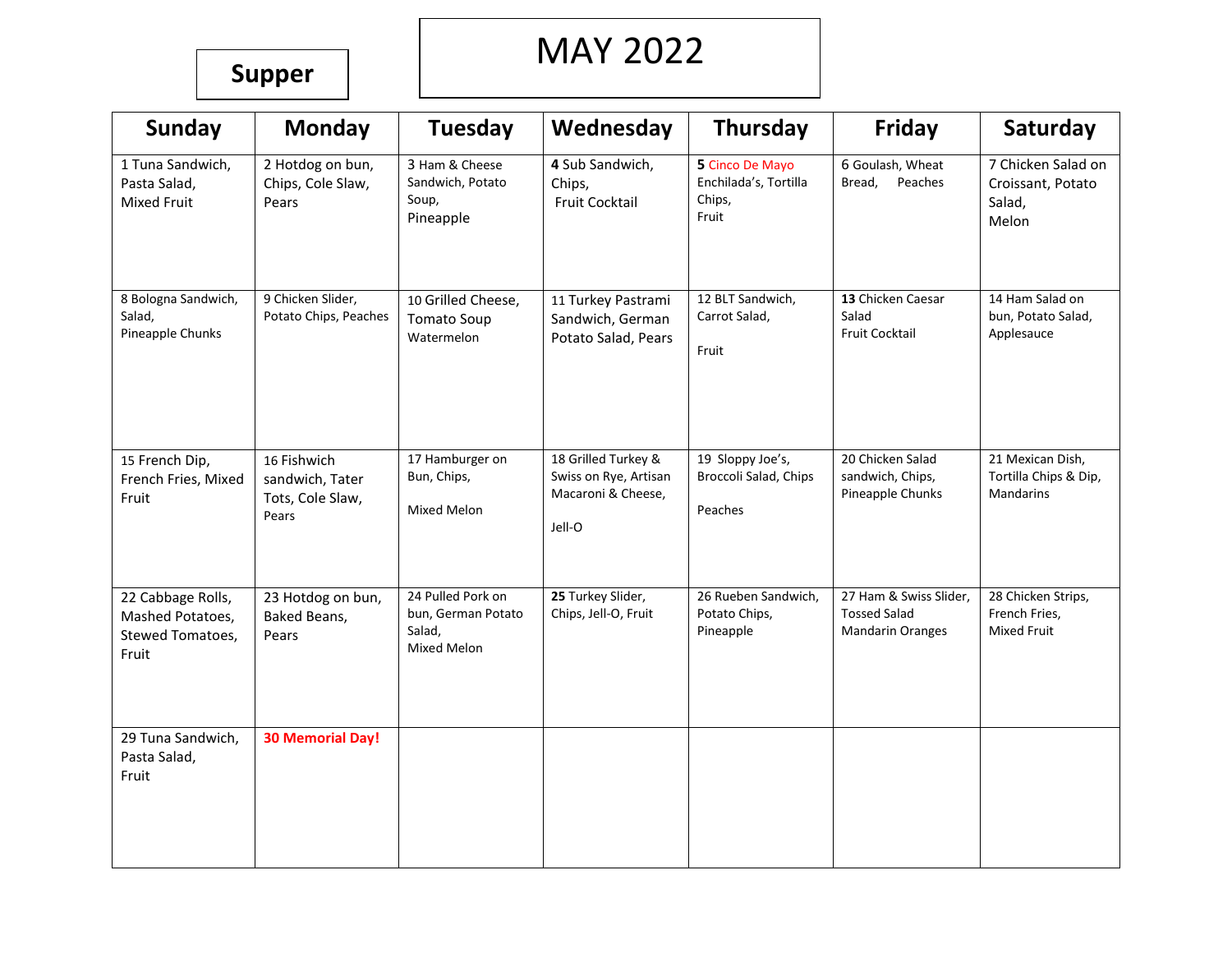**Supper**

# MAY 2022

| Sunday | Monday | Tuesday | Wednesday | Thursday | Friday | Saturday |
|---|---|---|---|---|---|---|
| 1 Tuna Sandwich, Pasta Salad, Mixed Fruit | 2 Hotdog on bun, Chips, Cole Slaw, Pears | 3 Ham & Cheese Sandwich, Potato Soup, Pineapple | **4** Sub Sandwich, Chips, Fruit Cocktail | **5** Cinco De Mayo Enchilada's, Tortilla Chips, Fruit | 6 Goulash, Wheat Bread, Peaches | 7 Chicken Salad on Croissant, Potato Salad, Melon |
| 8 Bologna Sandwich, Salad, Pineapple Chunks | 9 Chicken Slider, Potato Chips, Peaches | 10 Grilled Cheese, Tomato Soup Watermelon | 11 Turkey Pastrami Sandwich, German Potato Salad, Pears | 12 BLT Sandwich, Carrot Salad, Fruit | **13** Chicken Caesar Salad Fruit Cocktail | 14 Ham Salad on bun, Potato Salad, Applesauce |
| 15 French Dip, French Fries, Mixed Fruit | 16 Fishwich sandwich, Tater Tots, Cole Slaw, Pears | 17 Hamburger on Bun, Chips, Mixed Melon | 18 Grilled Turkey & Swiss on Rye, Artisan Macaroni & Cheese, Jell-O | 19 Sloppy Joe's, Broccoli Salad, Chips Peaches | 20 Chicken Salad sandwich, Chips, Pineapple Chunks | 21 Mexican Dish, Tortilla Chips & Dip, Mandarins |
| 22 Cabbage Rolls, Mashed Potatoes, Stewed Tomatoes, Fruit | 23 Hotdog on bun, Baked Beans, Pears | 24 Pulled Pork on bun, German Potato Salad, Mixed Melon | **25** Turkey Slider, Chips, Jell-O, Fruit | 26 Rueben Sandwich, Potato Chips, Pineapple | 27 Ham & Swiss Slider, Tossed Salad Mandarin Oranges | 28 Chicken Strips, French Fries, Mixed Fruit |
| 29 Tuna Sandwich, Pasta Salad, Fruit | **30 Memorial Day!** | | | | | |